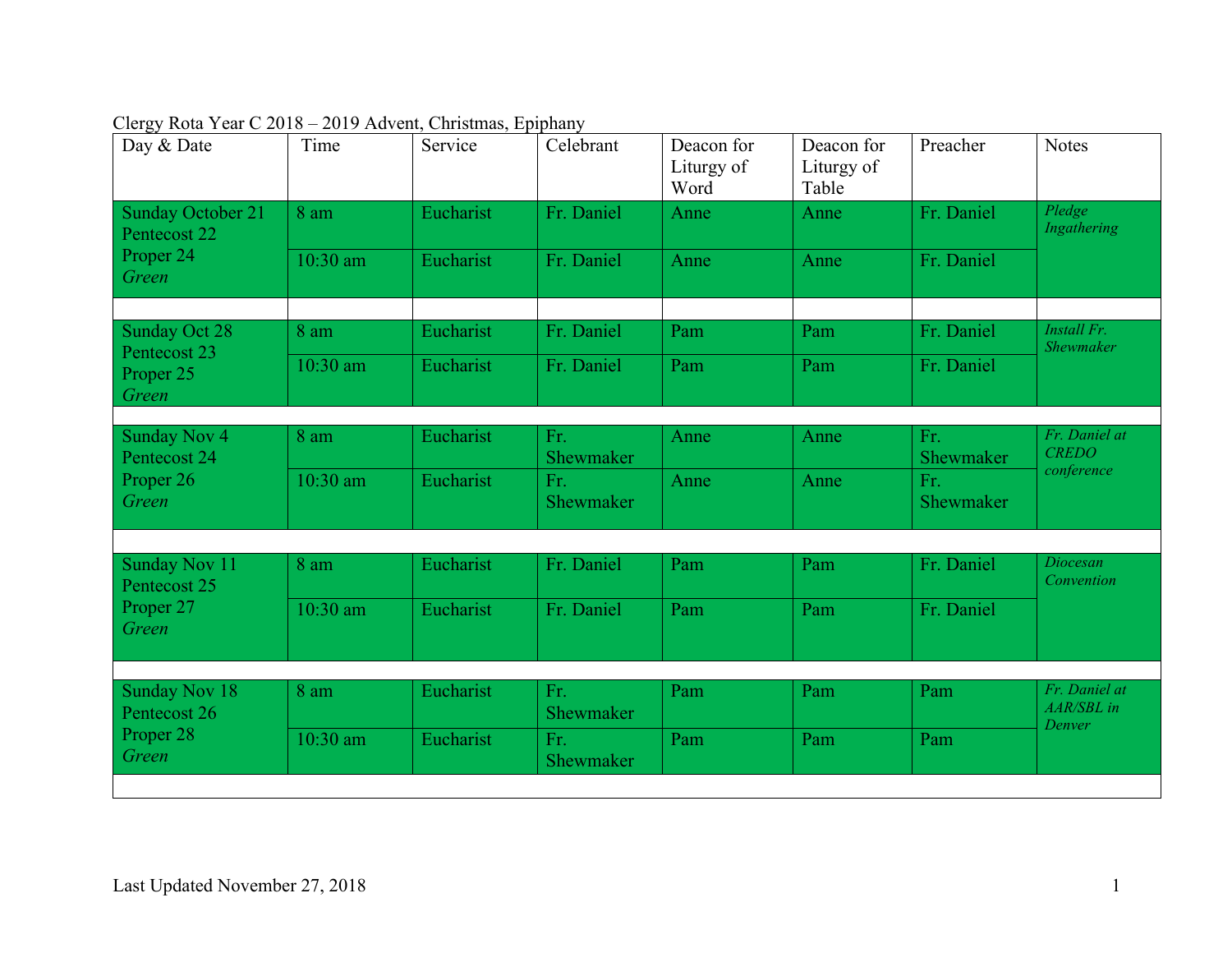Clergy Rota Year C 2018 – 2019 Advent, Christmas, Epiphany

| Day & Date | Time | Service | Celebrant | Deacon for Liturgy of Word | Deacon for Liturgy of Table | Preacher | Notes |
|---|---|---|---|---|---|---|---|
| Sunday October 21 Pentecost 22 Proper 24 *Green* | 8 am | Eucharist | Fr. Daniel | Anne | Anne | Fr. Daniel | *Pledge Ingathering* |
| | 10:30 am | Eucharist | Fr. Daniel | Anne | Anne | Fr. Daniel | |
| | | | | | | | |
| Sunday Oct 28 Pentecost 23 Proper 25 *Green* | 8 am | Eucharist | Fr. Daniel | Pam | Pam | Fr. Daniel | *Install Fr. Shewmaker* |
| | 10:30 am | Eucharist | Fr. Daniel | Pam | Pam | Fr. Daniel | |
| | | | | | | | |
| Sunday Nov 4 Pentecost 24 Proper 26 *Green* | 8 am | Eucharist | Fr. Shewmaker | Anne | Anne | Fr. Shewmaker | *Fr. Daniel at CREDO conference* |
| | 10:30 am | Eucharist | Fr. Shewmaker | Anne | Anne | Fr. Shewmaker | |
| | | | | | | | |
| Sunday Nov 11 Pentecost 25 Proper 27 *Green* | 8 am | Eucharist | Fr. Daniel | Pam | Pam | Fr. Daniel | *Diocesan Convention* |
| | 10:30 am | Eucharist | Fr. Daniel | Pam | Pam | Fr. Daniel | |
| | | | | | | | |
| Sunday Nov 18 Pentecost 26 Proper 28 *Green* | 8 am | Eucharist | Fr. Shewmaker | Pam | Pam | Pam | *Fr. Daniel at AAR/SBL in Denver* |
| | 10:30 am | Eucharist | Fr. Shewmaker | Pam | Pam | Pam | |

Last Updated November 27, 2018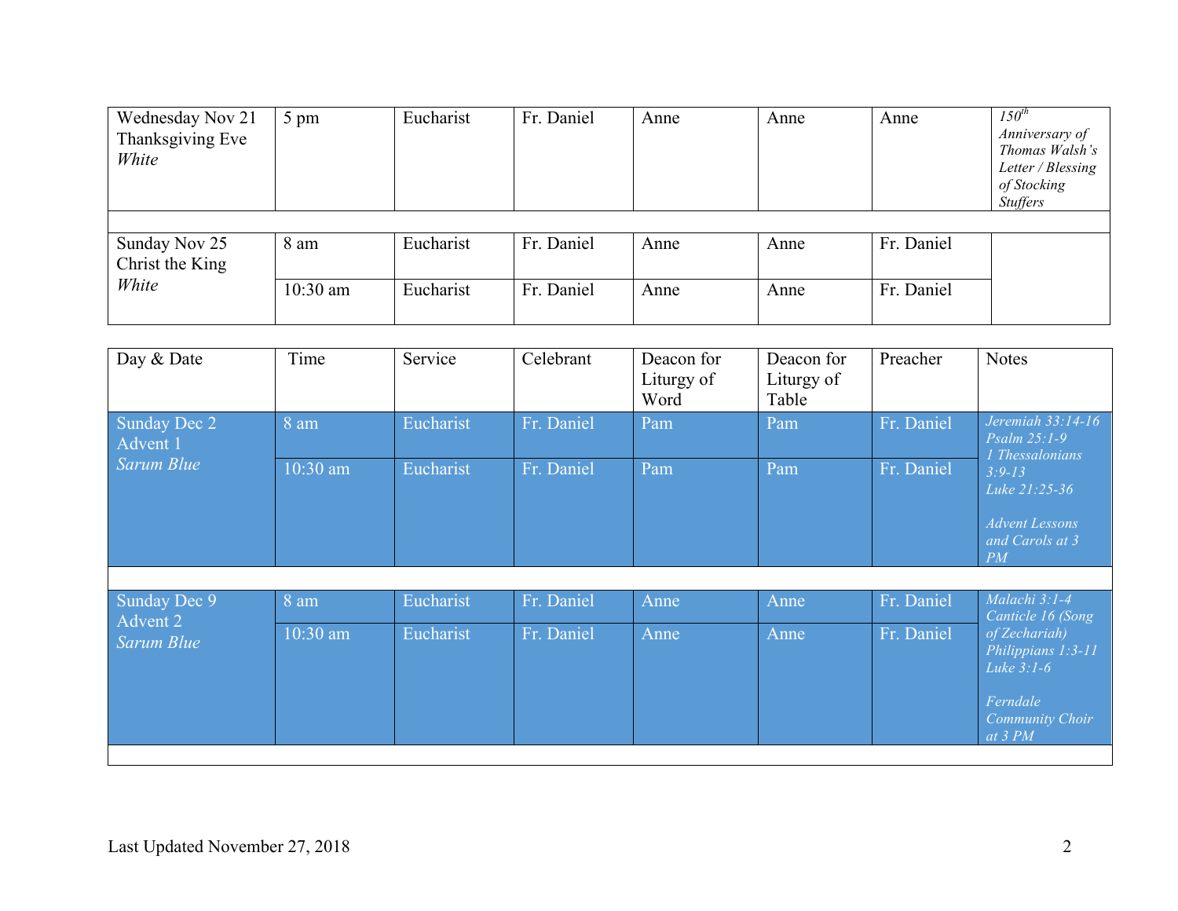| Day & Date | Time | Service | Celebrant | Deacon for Liturgy of Word | Deacon for Liturgy of Table | Preacher | Notes |
|---|---|---|---|---|---|---|---|
| Wednesday Nov 21 Thanksgiving Eve *White* | 5 pm | Eucharist | Fr. Daniel | Anne | Anne | Anne | *150th Anniversary of Thomas Walsh's Letter / Blessing of Stocking Stuffers* |
| Sunday Nov 25 Christ the King *White* | 8 am | Eucharist | Fr. Daniel | Anne | Anne | Fr. Daniel | |
| | 10:30 am | Eucharist | Fr. Daniel | Anne | Anne | Fr. Daniel | |
| Sunday Dec 2 Advent 1 *Sarum Blue* | 8 am | Eucharist | Fr. Daniel | Pam | Pam | Fr. Daniel | *Jeremiah 33:14-16 Psalm 25:1-9 1 Thessalonians 3:9-13 Luke 21:25-36* *Advent Lessons and Carols at 3 PM* |
| | 10:30 am | Eucharist | Fr. Daniel | Pam | Pam | Fr. Daniel | |
| Sunday Dec 9 Advent 2 *Sarum Blue* | 8 am | Eucharist | Fr. Daniel | Anne | Anne | Fr. Daniel | *Malachi 3:1-4 Canticle 16 (Song of Zechariah) Philippians 1:3-11 Luke 3:1-6* *Ferndale Community Choir at 3 PM* |
| | 10:30 am | Eucharist | Fr. Daniel | Anne | Anne | Fr. Daniel | |

Last Updated November 27, 2018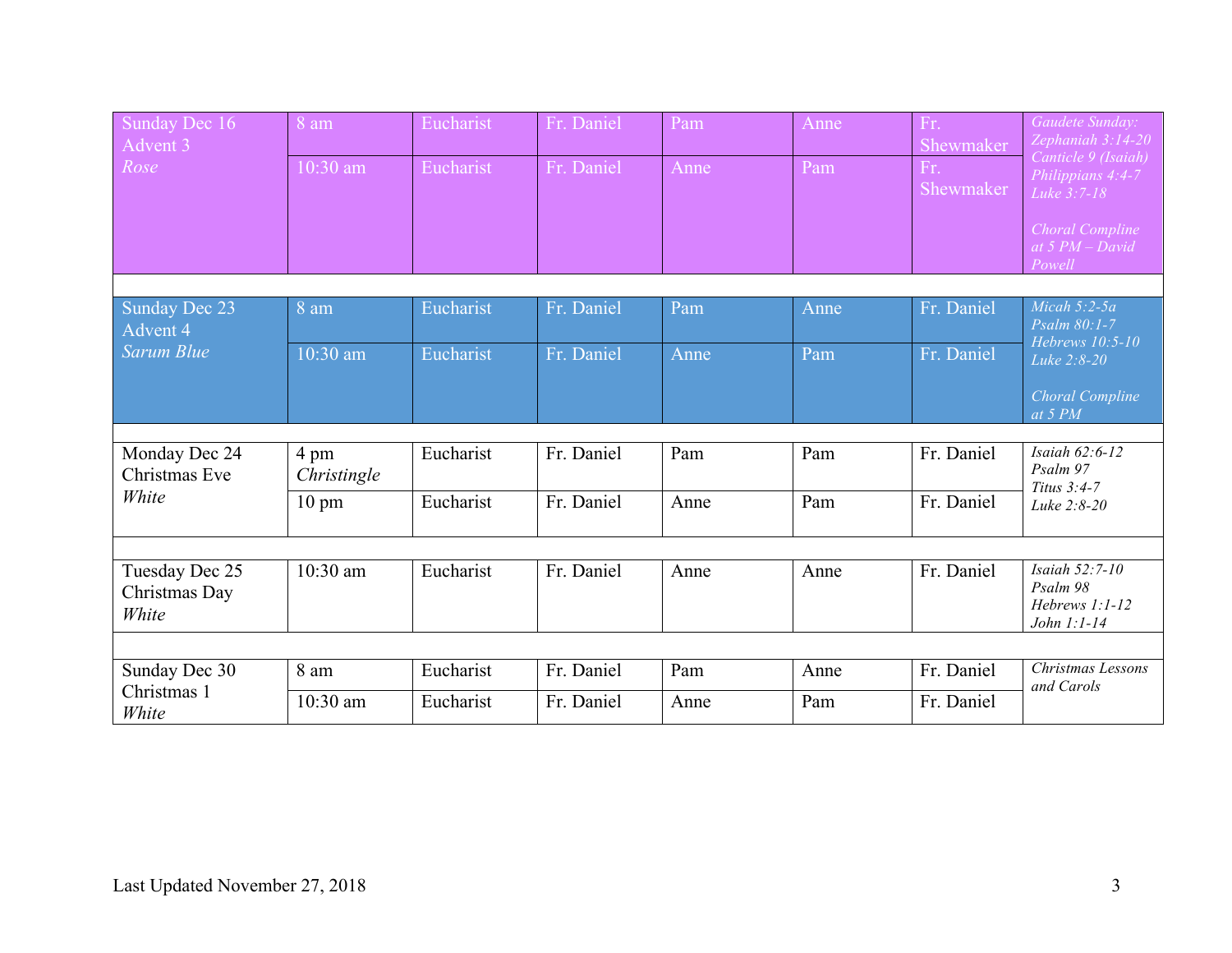| | | | | | | | |
|---|---|---|---|---|---|---|---|
| Sunday Dec 16<br>Advent 3<br>*Rose* | 8 am | Eucharist | Fr. Daniel | Pam | Anne | Fr. Shewmaker | *Gaudete Sunday: Zephaniah 3:14-20<br>Canticle 9 (Isaiah)<br>Philippians 4:4-7<br>Luke 3:7-18<br><br>Choral Compline at 5 PM – David Powell* |
| | 10:30 am | Eucharist | Fr. Daniel | Anne | Pam | Fr. Shewmaker | |
| | | | | | | | |
| Sunday Dec 23<br>Advent 4<br>*Sarum Blue* | 8 am | Eucharist | Fr. Daniel | Pam | Anne | Fr. Daniel | *Micah 5:2-5a<br>Psalm 80:1-7<br>Hebrews 10:5-10<br>Luke 2:8-20<br><br>Choral Compline at 5 PM* |
| | 10:30 am | Eucharist | Fr. Daniel | Anne | Pam | Fr. Daniel | |
| | | | | | | | |
| Monday Dec 24<br>Christmas Eve<br>*White* | 4 pm<br>*Christingle* | Eucharist | Fr. Daniel | Pam | Pam | Fr. Daniel | *Isaiah 62:6-12<br>Psalm 97<br>Titus 3:4-7<br>Luke 2:8-20* |
| | 10 pm | Eucharist | Fr. Daniel | Anne | Pam | Fr. Daniel | |
| | | | | | | | |
| Tuesday Dec 25<br>Christmas Day<br>*White* | 10:30 am | Eucharist | Fr. Daniel | Anne | Anne | Fr. Daniel | *Isaiah 52:7-10<br>Psalm 98<br>Hebrews 1:1-12<br>John 1:1-14* |
| | | | | | | | |
| Sunday Dec 30<br>Christmas 1<br>*White* | 8 am | Eucharist | Fr. Daniel | Pam | Anne | Fr. Daniel | *Christmas Lessons and Carols* |
| | 10:30 am | Eucharist | Fr. Daniel | Anne | Pam | Fr. Daniel | |

Last Updated November 27, 2018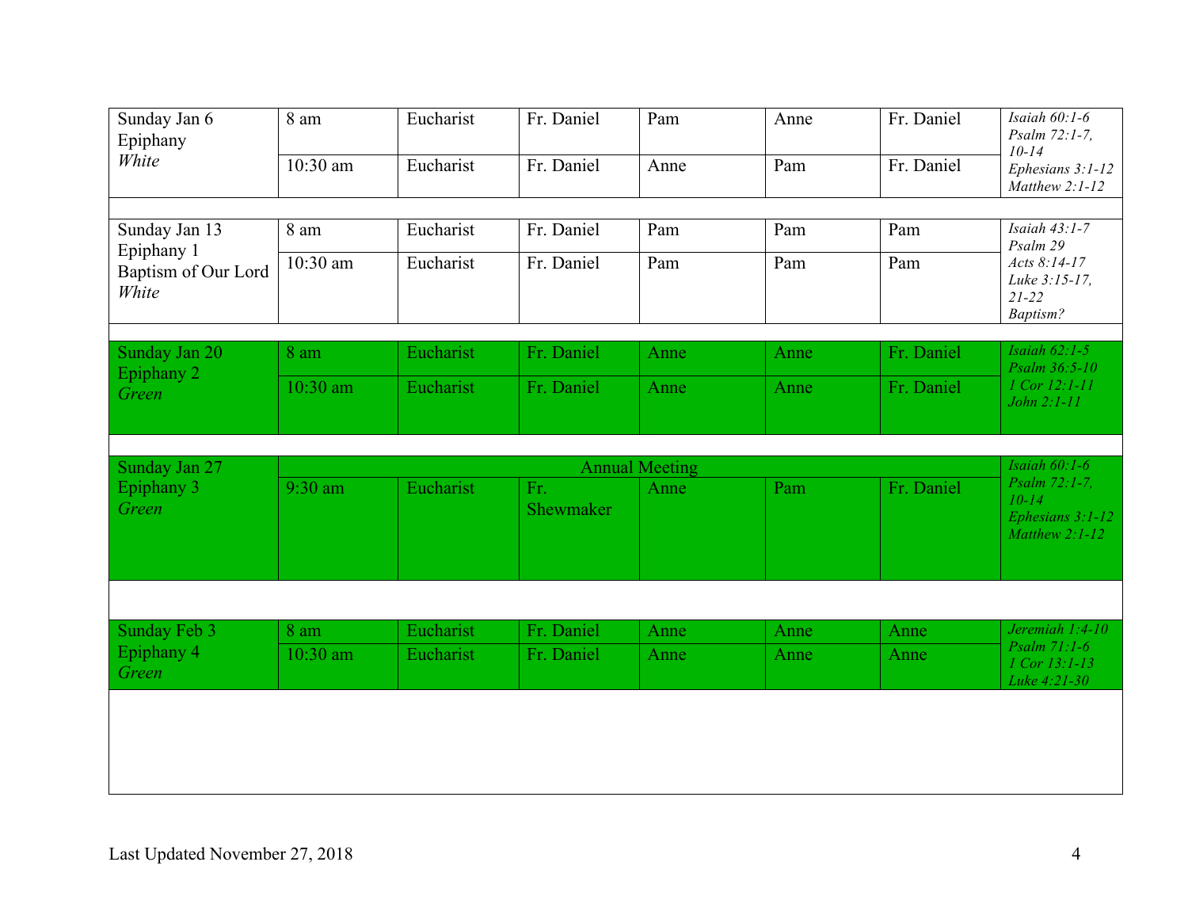| | | | | | | | |
|---|---|---|---|---|---|---|---|
| Sunday Jan 6<br>Epiphany<br>*White* | 8 am | Eucharist | Fr. Daniel | Pam | Anne | Fr. Daniel | *Isaiah 60:1-6*<br>*Psalm 72:1-7, 10-14*<br>*Ephesians 3:1-12*<br>*Matthew 2:1-12* |
| | 10:30 am | Eucharist | Fr. Daniel | Anne | Pam | Fr. Daniel | |
| | | | | | | | |
| Sunday Jan 13<br>Epiphany 1<br>Baptism of Our Lord<br>*White* | 8 am | Eucharist | Fr. Daniel | Pam | Pam | Pam | *Isaiah 43:1-7*<br>*Psalm 29*<br>*Acts 8:14-17*<br>*Luke 3:15-17, 21-22*<br>*Baptism?* |
| | 10:30 am | Eucharist | Fr. Daniel | Pam | Pam | Pam | |
| | | | | | | | |
| Sunday Jan 20<br>Epiphany 2<br>*Green* | 8 am | Eucharist | Fr. Daniel | Anne | Anne | Fr. Daniel | *Isaiah 62:1-5*<br>*Psalm 36:5-10*<br>*1 Cor 12:1-11*<br>*John 2:1-11* |
| | 10:30 am | Eucharist | Fr. Daniel | Anne | Anne | Fr. Daniel | |
| | | | | | | | |
| Sunday Jan 27<br>Epiphany 3<br>*Green* | Annual Meeting | | | | | | *Isaiah 60:1-6*<br>*Psalm 72:1-7, 10-14*<br>*Ephesians 3:1-12*<br>*Matthew 2:1-12* |
| | 9:30 am | Eucharist | Fr. Shewmaker | Anne | Pam | Fr. Daniel | |
| | | | | | | | |
| Sunday Feb 3<br>Epiphany 4<br>*Green* | 8 am | Eucharist | Fr. Daniel | Anne | Anne | Anne | *Jeremiah 1:4-10*<br>*Psalm 71:1-6*<br>*1 Cor 13:1-13*<br>*Luke 4:21-30* |
| | 10:30 am | Eucharist | Fr. Daniel | Anne | Anne | Anne | |

Last Updated November 27, 2018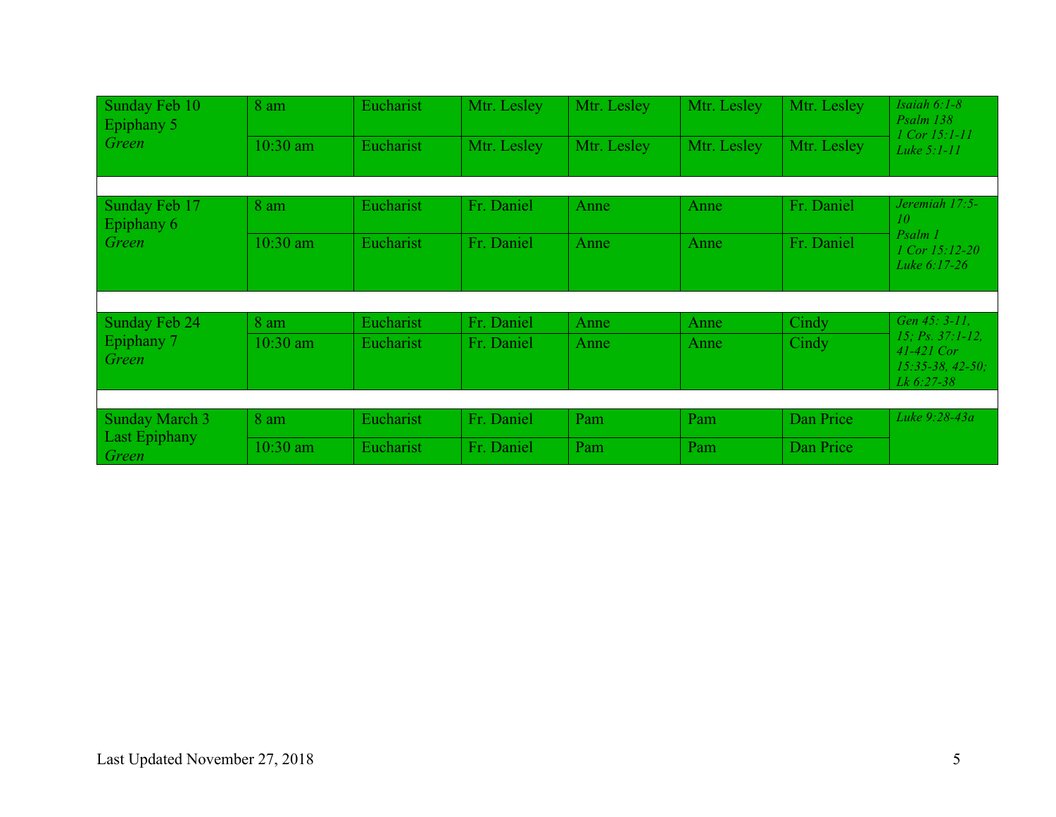| | | | | | | | |
|---|---|---|---|---|---|---|---|
| Sunday Feb 10<br>Epiphany 5<br>*Green* | 8 am | Eucharist | Mtr. Lesley | Mtr. Lesley | Mtr. Lesley | Mtr. Lesley | *Isaiah 6:1-8<br>Psalm 138<br>1 Cor 15:1-11<br>Luke 5:1-11* |
| | 10:30 am | Eucharist | Mtr. Lesley | Mtr. Lesley | Mtr. Lesley | Mtr. Lesley | |
| | | | | | | | |
| Sunday Feb 17<br>Epiphany 6<br>*Green* | 8 am | Eucharist | Fr. Daniel | Anne | Anne | Fr. Daniel | *Jeremiah 17:5-10<br>Psalm 1<br>1 Cor 15:12-20<br>Luke 6:17-26* |
| | 10:30 am | Eucharist | Fr. Daniel | Anne | Anne | Fr. Daniel | |
| | | | | | | | |
| Sunday Feb 24<br>Epiphany 7<br>*Green* | 8 am | Eucharist | Fr. Daniel | Anne | Anne | Cindy | *Gen 45: 3-11, 15; Ps. 37:1-12, 41-421 Cor 15:35-38, 42-50; Lk 6:27-38* |
| | 10:30 am | Eucharist | Fr. Daniel | Anne | Anne | Cindy | |
| | | | | | | | |
| Sunday March 3<br>Last Epiphany<br>*Green* | 8 am | Eucharist | Fr. Daniel | Pam | Pam | Dan Price | *Luke 9:28-43a* |
| | 10:30 am | Eucharist | Fr. Daniel | Pam | Pam | Dan Price | |

Last Updated November 27, 2018